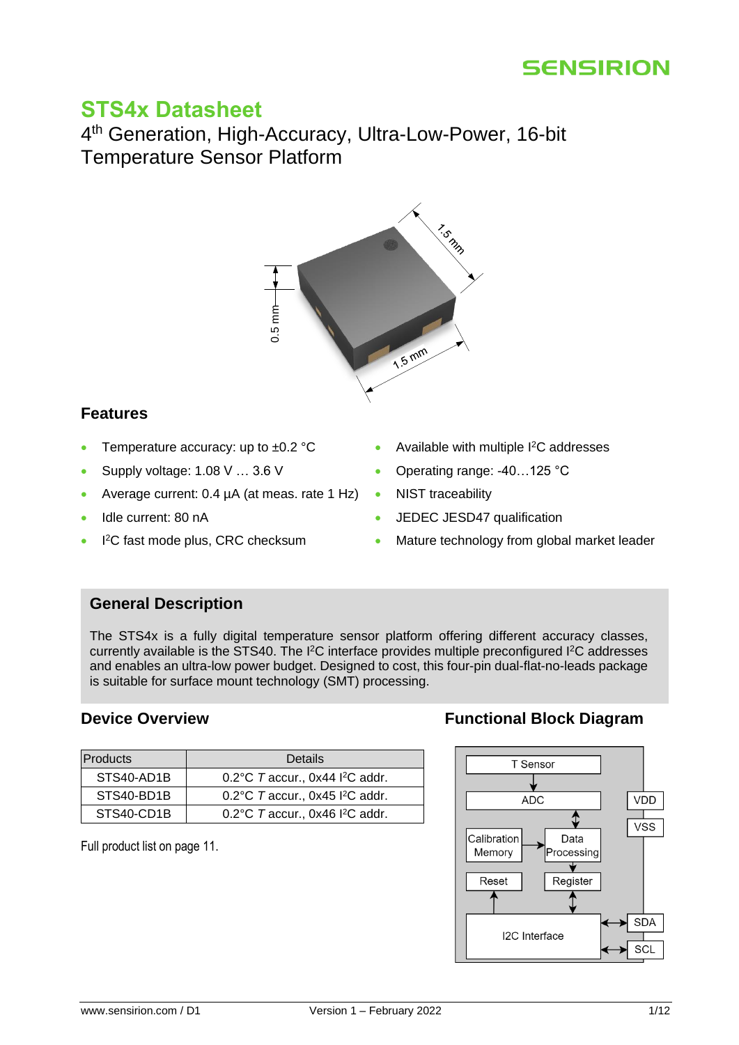# STS4x Datasheet

4th Generation, High-Accuracy, Ultra-Low-Power, 16-bit Temperature Sensor Platform

## Features

- Temperature accuracy: up to ±0.2 °C
- Supply voltage: 1.08 V … 3.6 V
- Average current: 0.4 µA (at meas. rate 1 Hz)
- Idle current: 80 nA
- I²C fast mode plus, CRC checksum
- Available with multiple I²C addresses
- Operating range: -40…125 °C
- NIST traceability
- JEDEC JESD47 qualification
- Mature technology from global market leader

## General Description

The STS4x is a fully digital temperature sensor platform offering different accuracy classes, currently available is the STS40. The I²C interface provides multiple preconfigured I²C addresses and enables an ultra-low power budget. Designed to cost, this four-pin dual-flat-no-leads package is suitable for surface mount technology (SMT) processing.

## Device Overview

| Products | Details |
| --- | --- |
| STS40-AD1B | 0.2°C *T* accur., 0x44 I²C addr. |
| STS40-BD1B | 0.2°C *T* accur., 0x45 I²C addr. |
| STS40-CD1B | 0.2°C *T* accur., 0x46 I²C addr. |

Full product list on page 11.

## Functional Block Diagram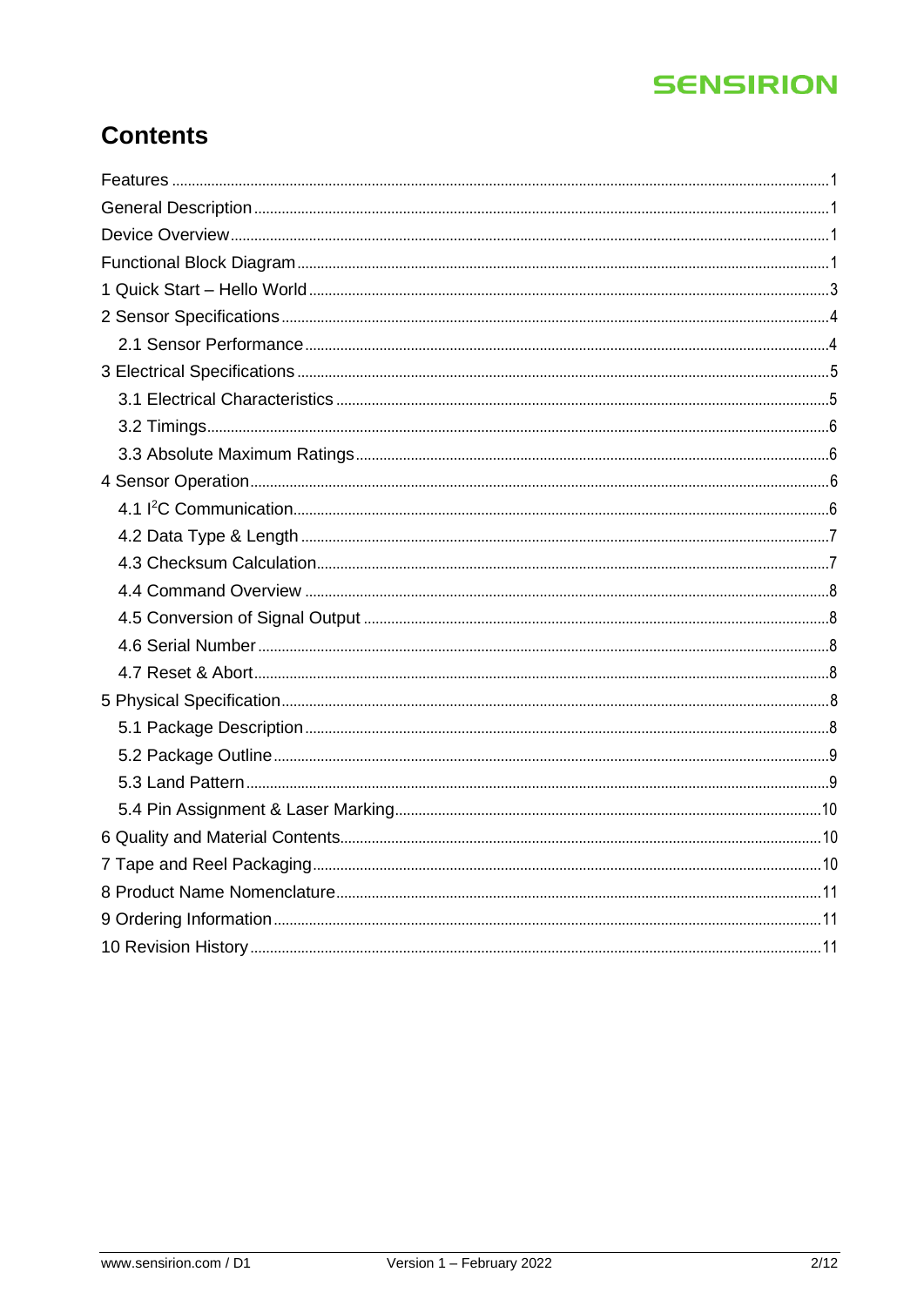# Contents

Features ........................................................................................................ 1
General Description ........................................................................................ 1
Device Overview .............................................................................................. 1
Functional Block Diagram ................................................................................ 1
1 Quick Start – Hello World .............................................................................. 3
2 Sensor Specifications ..................................................................................... 4
  2.1 Sensor Performance ................................................................................. 4
3 Electrical Specifications .................................................................................. 5
  3.1 Electrical Characteristics .......................................................................... 5
  3.2 Timings ..................................................................................................... 6
  3.3 Absolute Maximum Ratings ...................................................................... 6
4 Sensor Operation ............................................................................................ 6
  4.1 I$^2$C Communication ............................................................................ 6
  4.2 Data Type & Length .................................................................................. 7
  4.3 Checksum Calculation ............................................................................... 7
  4.4 Command Overview .................................................................................. 8
  4.5 Conversion of Signal Output ..................................................................... 8
  4.6 Serial Number ........................................................................................... 8
  4.7 Reset & Abort ........................................................................................... 8
5 Physical Specification ..................................................................................... 8
  5.1 Package Description ................................................................................. 8
  5.2 Package Outline ........................................................................................ 9
  5.3 Land Pattern ............................................................................................. 9
  5.4 Pin Assignment & Laser Marking ............................................................ 10
6 Quality and Material Contents ....................................................................... 10
7 Tape and Reel Packaging ............................................................................. 10
8 Product Name Nomenclature ......................................................................... 11
9 Ordering Information ..................................................................................... 11
10 Revision History .......................................................................................... 11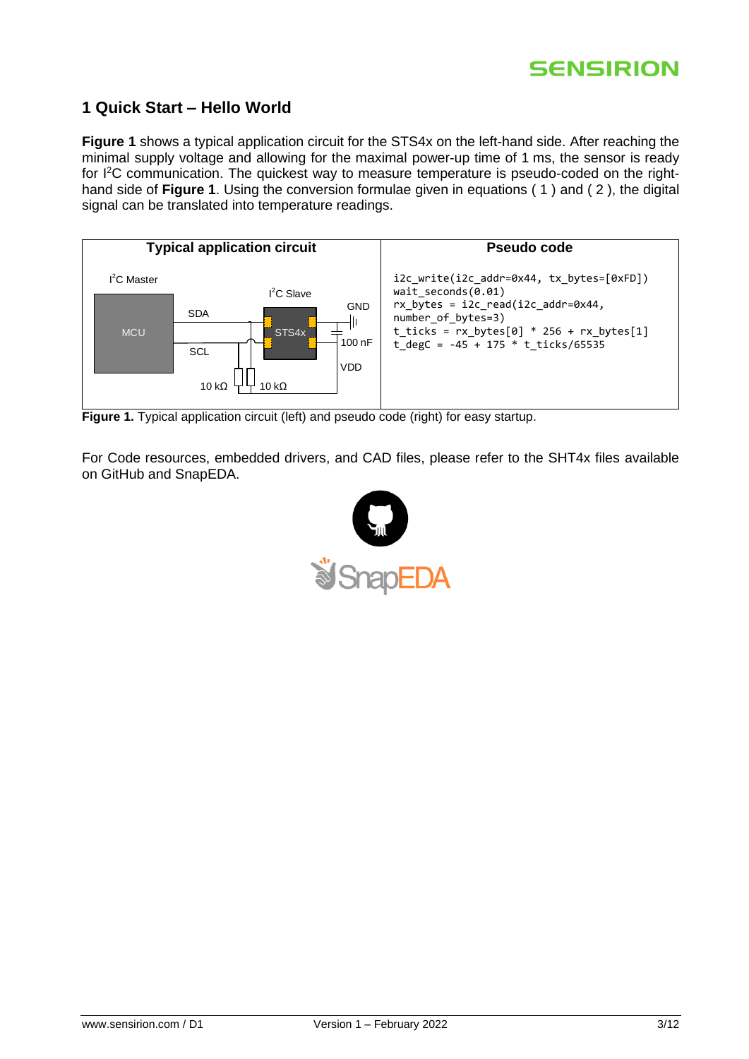# 1 Quick Start – Hello World

**Figure 1** shows a typical application circuit for the STS4x on the left-hand side. After reaching the minimal supply voltage and allowing for the maximal power-up time of 1 ms, the sensor is ready for I²C communication. The quickest way to measure temperature is pseudo-coded on the right-hand side of **Figure 1**. Using the conversion formulae given in equations ( 1 ) and ( 2 ), the digital signal can be translated into temperature readings.

| Typical application circuit | Pseudo code |
|---|---|
| I²C Master, MCU, SDA, SCL, I²C Slave, STS4x, GND, 100 nF, VDD, 10 kΩ, 10 kΩ | `i2c_write(i2c_addr=0x44, tx_bytes=[0xFD])`<br>`wait_seconds(0.01)`<br>`rx_bytes = i2c_read(i2c_addr=0x44, number_of_bytes=3)`<br>`t_ticks = rx_bytes[0] * 256 + rx_bytes[1]`<br>`t_degC = -45 + 175 * t_ticks/65535` |

**Figure 1.** Typical application circuit (left) and pseudo code (right) for easy startup.

For Code resources, embedded drivers, and CAD files, please refer to the SHT4x files available on GitHub and SnapEDA.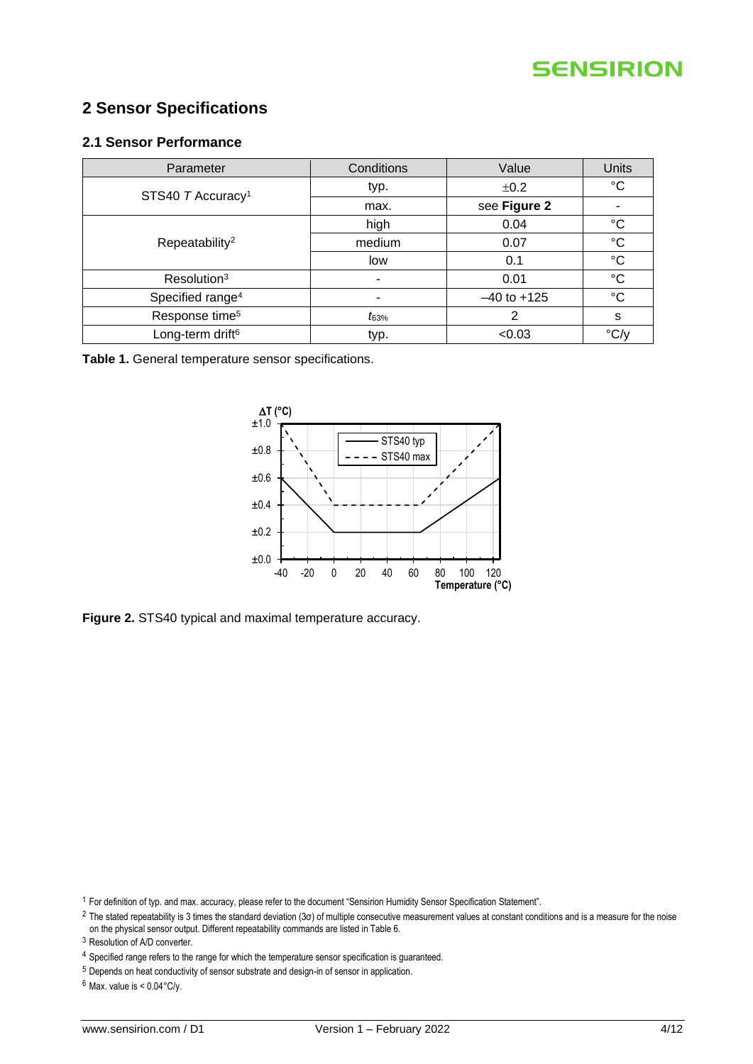## 2 Sensor Specifications

### 2.1 Sensor Performance

| Parameter | Conditions | Value | Units |
|---|---|---|---|
| STS40 *T* Accuracy[1] | typ. | ±0.2 | °C |
| | max. | see **Figure 2** | - |
| Repeatability[2] | high | 0.04 | °C |
| | medium | 0.07 | °C |
| | low | 0.1 | °C |
| Resolution[3] | - | 0.01 | °C |
| Specified range[4] | - | –40 to +125 | °C |
| Response time[5] | $t_{63\%}$ | 2 | s |
| Long-term drift[6] | typ. | <0.03 | °C/y |

**Table 1.** General temperature sensor specifications.

**Figure 2.** STS40 typical and maximal temperature accuracy.

[1] For definition of typ. and max. accuracy, please refer to the document "Sensirion Humidity Sensor Specification Statement".

[2] The stated repeatability is 3 times the standard deviation (3σ) of multiple consecutive measurement values at constant conditions and is a measure for the noise on the physical sensor output. Different repeatability commands are listed in Table 6.

[3] Resolution of A/D converter.

[4] Specified range refers to the range for which the temperature sensor specification is guaranteed.

[5] Depends on heat conductivity of sensor substrate and design-in of sensor in application.

[6] Max. value is < 0.04°C/y.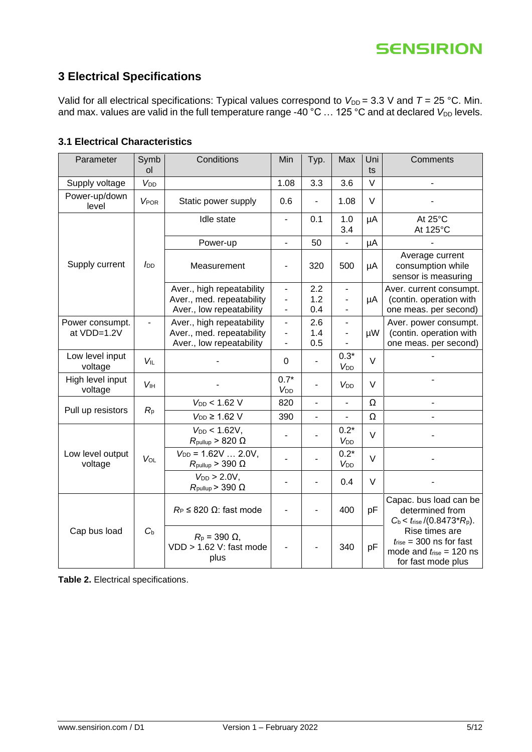# 3 Electrical Specifications

Valid for all electrical specifications: Typical values correspond to $V_{DD}$ = 3.3 V and $T$ = 25 °C. Min. and max. values are valid in the full temperature range -40 °C … 125 °C and at declared $V_{DD}$ levels.

## 3.1 Electrical Characteristics

| Parameter | Symbol | Conditions | Min | Typ. | Max | Units | Comments |
|---|---|---|---|---|---|---|---|
| Supply voltage | $V_{DD}$ | | 1.08 | 3.3 | 3.6 | V | - |
| Power-up/down level | $V_{POR}$ | Static power supply | 0.6 | - | 1.08 | V | - |
| Supply current | $I_{DD}$ | Idle state | - | 0.1 | 1.0<br>3.4 | µA | At 25°C<br>At 125°C |
| | | Power-up | - | 50 | - | µA | - |
| | | Measurement | - | 320 | 500 | µA | Average current consumption while sensor is measuring |
| | | Aver., high repeatability<br>Aver., med. repeatability<br>Aver., low repeatability | -<br>-<br>- | 2.2<br>1.2<br>0.4 | -<br>-<br>- | µA | Aver. current consumpt. (contin. operation with one meas. per second) |
| Power consumpt. at VDD=1.2V | - | Aver., high repeatability<br>Aver., med. repeatability<br>Aver., low repeatability | -<br>-<br>- | 2.6<br>1.4<br>0.5 | -<br>-<br>- | µW | Aver. power consumpt. (contin. operation with one meas. per second) |
| Low level input voltage | $V_{IL}$ | - | 0 | - | 0.3* $V_{DD}$ | V | - |
| High level input voltage | $V_{IH}$ | - | 0.7* $V_{DD}$ | - | $V_{DD}$ | V | - |
| Pull up resistors | $R_p$ | $V_{DD}$ < 1.62 V | 820 | - | - | Ω | - |
| | | $V_{DD}$ ≥ 1.62 V | 390 | - | - | Ω | - |
| Low level output voltage | $V_{OL}$ | $V_{DD}$ < 1.62V, $R_{pullup}$ > 820 Ω | - | - | 0.2* $V_{DD}$ | V | - |
| | | $V_{DD}$ = 1.62V … 2.0V, $R_{pullup}$ > 390 Ω | - | - | 0.2* $V_{DD}$ | V | - |
| | | $V_{DD}$ > 2.0V, $R_{pullup}$ > 390 Ω | - | - | 0.4 | V | - |
| Cap bus load | $C_b$ | $R_P$ ≤ 820 Ω: fast mode | - | - | 400 | pF | Capac. bus load can be determined from $C_b < t_{rise}/(0.8473*R_p)$. Rise times are $t_{rise}$ = 300 ns for fast mode and $t_{rise}$ = 120 ns for fast mode plus |
| | | $R_p$ = 390 Ω, VDD > 1.62 V: fast mode plus | - | - | 340 | pF | |

**Table 2.** Electrical specifications.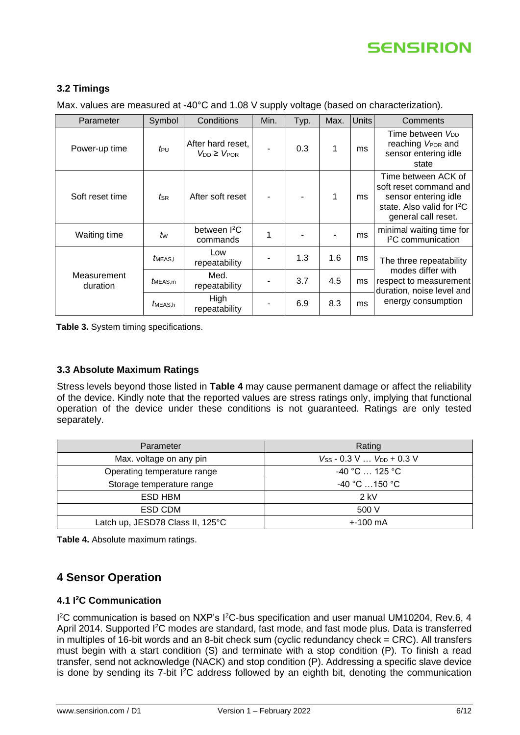### 3.2 Timings

Max. values are measured at -40°C and 1.08 V supply voltage (based on characterization).

| Parameter | Symbol | Conditions | Min. | Typ. | Max. | Units | Comments |
|---|---|---|---|---|---|---|---|
| Power-up time | $t_{PU}$ | After hard reset, $V_{DD} \geq V_{POR}$ | - | 0.3 | 1 | ms | Time between $V_{DD}$ reaching $V_{POR}$ and sensor entering idle state |
| Soft reset time | $t_{SR}$ | After soft reset | - | - | 1 | ms | Time between ACK of soft reset command and sensor entering idle state. Also valid for I²C general call reset. |
| Waiting time | $t_{W}$ | between I²C commands | 1 | - | - | ms | minimal waiting time for I²C communication |
| Measurement duration | $t_{MEAS,l}$ | Low repeatability | - | 1.3 | 1.6 | ms | The three repeatability modes differ with respect to measurement duration, noise level and energy consumption |
| | $t_{MEAS,m}$ | Med. repeatability | - | 3.7 | 4.5 | ms | |
| | $t_{MEAS,h}$ | High repeatability | - | 6.9 | 8.3 | ms | |

**Table 3.** System timing specifications.

### 3.3 Absolute Maximum Ratings

Stress levels beyond those listed in **Table 4** may cause permanent damage or affect the reliability of the device. Kindly note that the reported values are stress ratings only, implying that functional operation of the device under these conditions is not guaranteed. Ratings are only tested separately.

| Parameter | Rating |
|---|---|
| Max. voltage on any pin | $V_{SS}$ - 0.3 V … $V_{DD}$ + 0.3 V |
| Operating temperature range | -40 °C … 125 °C |
| Storage temperature range | -40 °C …150 °C |
| ESD HBM | 2 kV |
| ESD CDM | 500 V |
| Latch up, JESD78 Class II, 125°C | +-100 mA |

**Table 4.** Absolute maximum ratings.

## 4 Sensor Operation

### 4.1 I²C Communication

I²C communication is based on NXP's I²C-bus specification and user manual UM10204, Rev.6, 4 April 2014. Supported I²C modes are standard, fast mode, and fast mode plus. Data is transferred in multiples of 16-bit words and an 8-bit check sum (cyclic redundancy check = CRC). All transfers must begin with a start condition (S) and terminate with a stop condition (P). To finish a read transfer, send not acknowledge (NACK) and stop condition (P). Addressing a specific slave device is done by sending its 7-bit I²C address followed by an eighth bit, denoting the communication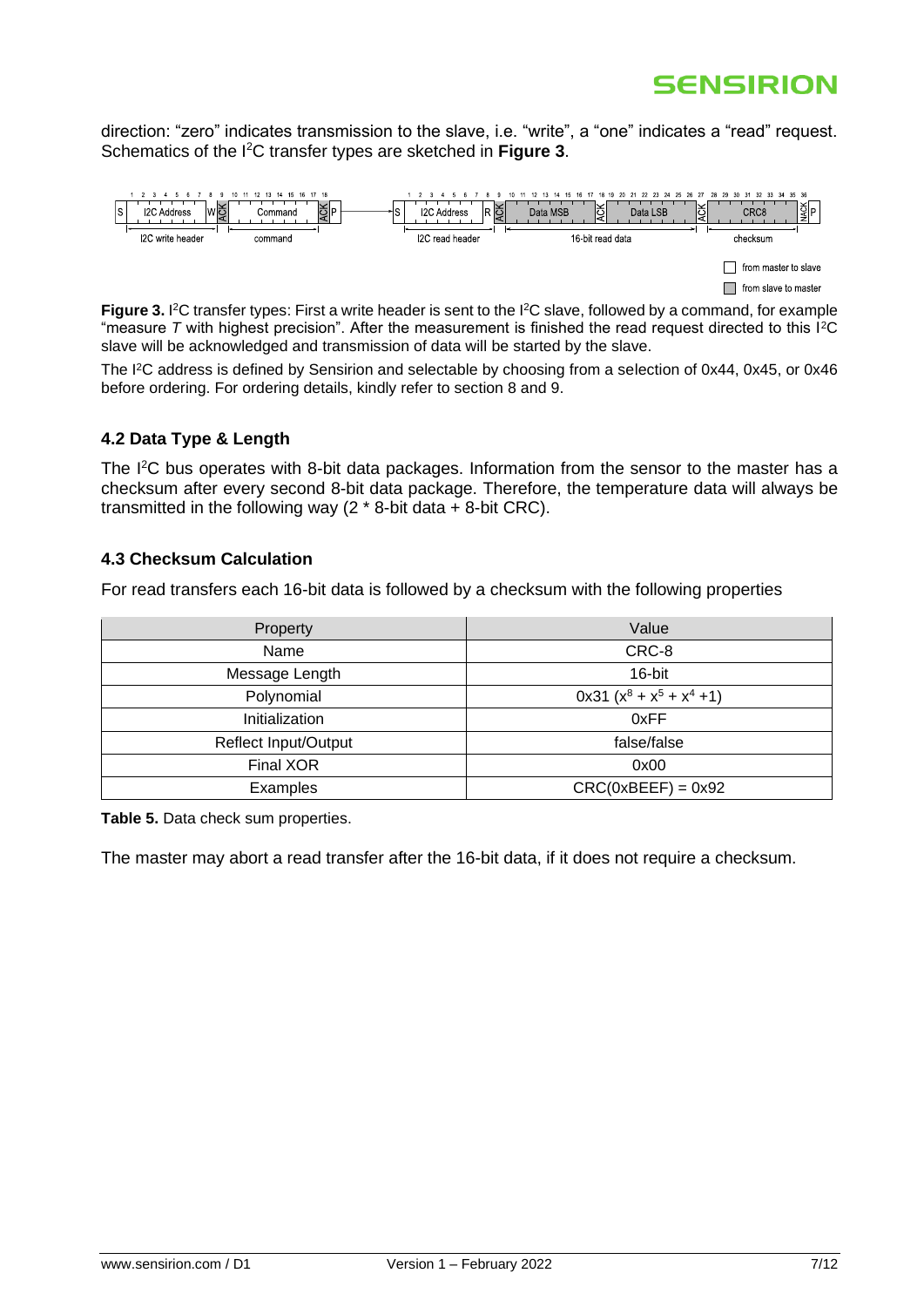direction: “zero” indicates transmission to the slave, i.e. “write”, a “one” indicates a “read” request. Schematics of the I$^2$C transfer types are sketched in **Figure 3**.

**Figure 3.** I$^2$C transfer types: First a write header is sent to the I$^2$C slave, followed by a command, for example “measure *T* with highest precision”. After the measurement is finished the read request directed to this I$^2$C slave will be acknowledged and transmission of data will be started by the slave.

The I$^2$C address is defined by Sensirion and selectable by choosing from a selection of 0x44, 0x45, or 0x46 before ordering. For ordering details, kindly refer to section 8 and 9.

### 4.2 Data Type & Length

The I$^2$C bus operates with 8-bit data packages. Information from the sensor to the master has a checksum after every second 8-bit data package. Therefore, the temperature data will always be transmitted in the following way (2 * 8-bit data + 8-bit CRC).

### 4.3 Checksum Calculation

For read transfers each 16-bit data is followed by a checksum with the following properties

| Property | Value |
|---|---|
| Name | CRC-8 |
| Message Length | 16-bit |
| Polynomial | 0x31 ($x^8 + x^5 + x^4 + 1$) |
| Initialization | 0xFF |
| Reflect Input/Output | false/false |
| Final XOR | 0x00 |
| Examples | CRC(0xBEEF) = 0x92 |

**Table 5.** Data check sum properties.

The master may abort a read transfer after the 16-bit data, if it does not require a checksum.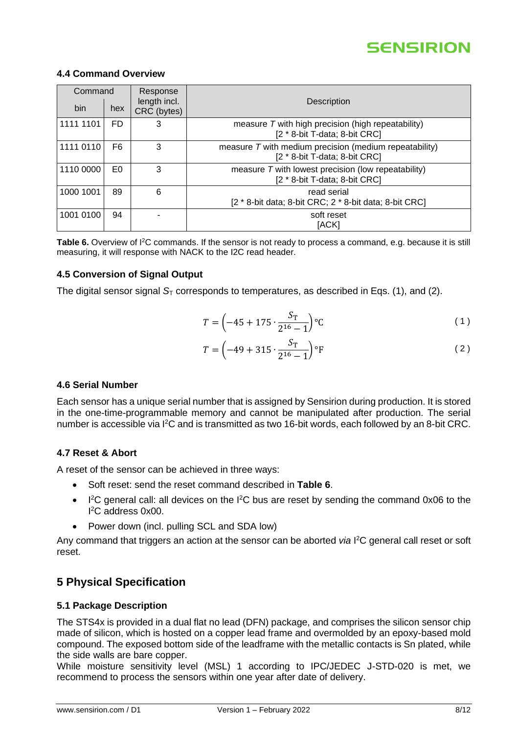### 4.4 Command Overview

| Command | | Response length incl. CRC (bytes) | Description |
|---|---|---|---|
| bin | hex | | |
| 1111 1101 | FD | 3 | measure *T* with high precision (high repeatability) [2 * 8-bit T-data; 8-bit CRC] |
| 1111 0110 | F6 | 3 | measure *T* with medium precision (medium repeatability) [2 * 8-bit T-data; 8-bit CRC] |
| 1110 0000 | E0 | 3 | measure *T* with lowest precision (low repeatability) [2 * 8-bit T-data; 8-bit CRC] |
| 1000 1001 | 89 | 6 | read serial [2 * 8-bit data; 8-bit CRC; 2 * 8-bit data; 8-bit CRC] |
| 1001 0100 | 94 | - | soft reset [ACK] |

**Table 6.** Overview of I²C commands. If the sensor is not ready to process a command, e.g. because it is still measuring, it will response with NACK to the I2C read header.

### 4.5 Conversion of Signal Output

The digital sensor signal $S_T$ corresponds to temperatures, as described in Eqs. (1), and (2).

$$T = \left(-45 + 175 \cdot \frac{S_T}{2^{16} - 1}\right) °C \tag{1}$$

$$T = \left(-49 + 315 \cdot \frac{S_T}{2^{16} - 1}\right) °F \tag{2}$$

### 4.6 Serial Number

Each sensor has a unique serial number that is assigned by Sensirion during production. It is stored in the one-time-programmable memory and cannot be manipulated after production. The serial number is accessible via I²C and is transmitted as two 16-bit words, each followed by an 8-bit CRC.

### 4.7 Reset & Abort

A reset of the sensor can be achieved in three ways:

- Soft reset: send the reset command described in **Table 6**.
- I²C general call: all devices on the I²C bus are reset by sending the command 0x06 to the I²C address 0x00.
- Power down (incl. pulling SCL and SDA low)

Any command that triggers an action at the sensor can be aborted *via* I²C general call reset or soft reset.

## 5 Physical Specification

### 5.1 Package Description

The STS4x is provided in a dual flat no lead (DFN) package, and comprises the silicon sensor chip made of silicon, which is hosted on a copper lead frame and overmolded by an epoxy-based mold compound. The exposed bottom side of the leadframe with the metallic contacts is Sn plated, while the side walls are bare copper.

While moisture sensitivity level (MSL) 1 according to IPC/JEDEC J-STD-020 is met, we recommend to process the sensors within one year after date of delivery.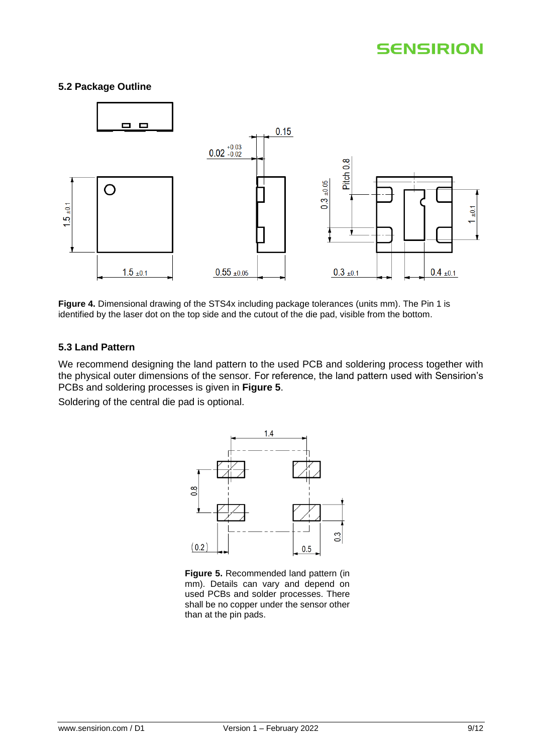### 5.2 Package Outline

**Figure 4.** Dimensional drawing of the STS4x including package tolerances (units mm). The Pin 1 is identified by the laser dot on the top side and the cutout of the die pad, visible from the bottom.

### 5.3 Land Pattern

We recommend designing the land pattern to the used PCB and soldering process together with the physical outer dimensions of the sensor. For reference, the land pattern used with Sensirion's PCBs and soldering processes is given in **Figure 5**.

Soldering of the central die pad is optional.

**Figure 5.** Recommended land pattern (in mm). Details can vary and depend on used PCBs and solder processes. There shall be no copper under the sensor other than at the pin pads.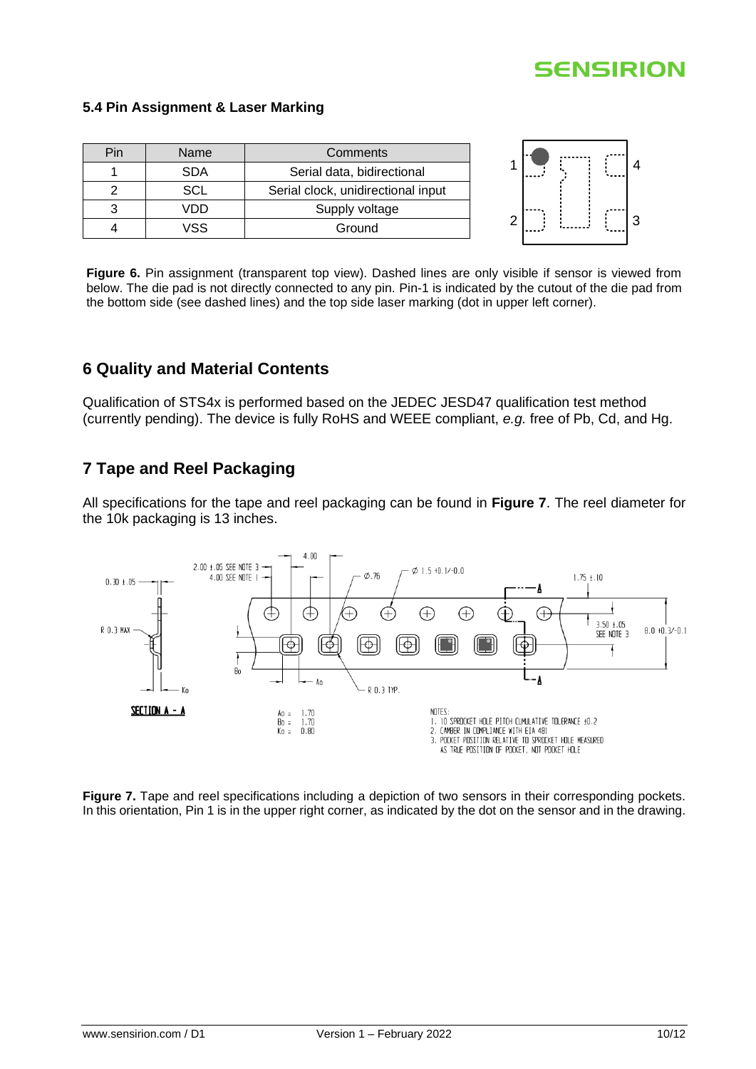### 5.4 Pin Assignment & Laser Marking

| Pin | Name | Comments |
|---|---|---|
| 1 | SDA | Serial data, bidirectional |
| 2 | SCL | Serial clock, unidirectional input |
| 3 | VDD | Supply voltage |
| 4 | VSS | Ground |

**Figure 6.** Pin assignment (transparent top view). Dashed lines are only visible if sensor is viewed from below. The die pad is not directly connected to any pin. Pin-1 is indicated by the cutout of the die pad from the bottom side (see dashed lines) and the top side laser marking (dot in upper left corner).

## 6 Quality and Material Contents

Qualification of STS4x is performed based on the JEDEC JESD47 qualification test method (currently pending). The device is fully RoHS and WEEE compliant, *e.g.* free of Pb, Cd, and Hg.

## 7 Tape and Reel Packaging

All specifications for the tape and reel packaging can be found in **Figure 7**. The reel diameter for the 10k packaging is 13 inches.

**Figure 7.** Tape and reel specifications including a depiction of two sensors in their corresponding pockets. In this orientation, Pin 1 is in the upper right corner, as indicated by the dot on the sensor and in the drawing.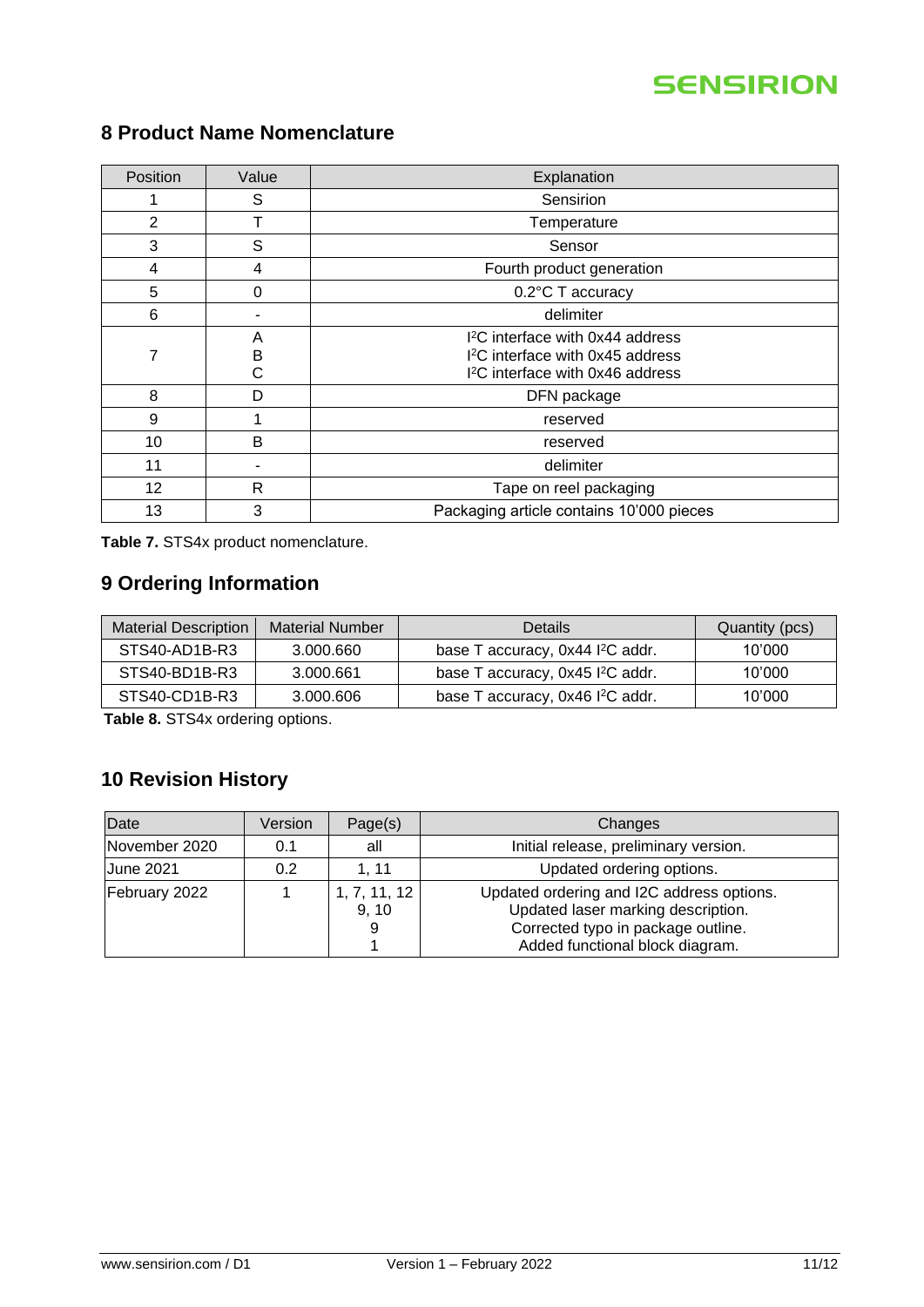## 8 Product Name Nomenclature

| Position | Value | Explanation |
|---|---|---|
| 1 | S | Sensirion |
| 2 | T | Temperature |
| 3 | S | Sensor |
| 4 | 4 | Fourth product generation |
| 5 | 0 | 0.2°C T accuracy |
| 6 | - | delimiter |
| 7 | A<br>B<br>C | I²C interface with 0x44 address<br>I²C interface with 0x45 address<br>I²C interface with 0x46 address |
| 8 | D | DFN package |
| 9 | 1 | reserved |
| 10 | B | reserved |
| 11 | - | delimiter |
| 12 | R | Tape on reel packaging |
| 13 | 3 | Packaging article contains 10'000 pieces |

**Table 7.** STS4x product nomenclature.

## 9 Ordering Information

| Material Description | Material Number | Details | Quantity (pcs) |
|---|---|---|---|
| STS40-AD1B-R3 | 3.000.660 | base T accuracy, 0x44 I²C addr. | 10'000 |
| STS40-BD1B-R3 | 3.000.661 | base T accuracy, 0x45 I²C addr. | 10'000 |
| STS40-CD1B-R3 | 3.000.606 | base T accuracy, 0x46 I²C addr. | 10'000 |

**Table 8.** STS4x ordering options.

## 10 Revision History

| Date | Version | Page(s) | Changes |
|---|---|---|---|
| November 2020 | 0.1 | all | Initial release, preliminary version. |
| June 2021 | 0.2 | 1, 11 | Updated ordering options. |
| February 2022 | 1 | 1, 7, 11, 12<br>9, 10<br>9<br>1 | Updated ordering and I2C address options.<br>Updated laser marking description.<br>Corrected typo in package outline.<br>Added functional block diagram. |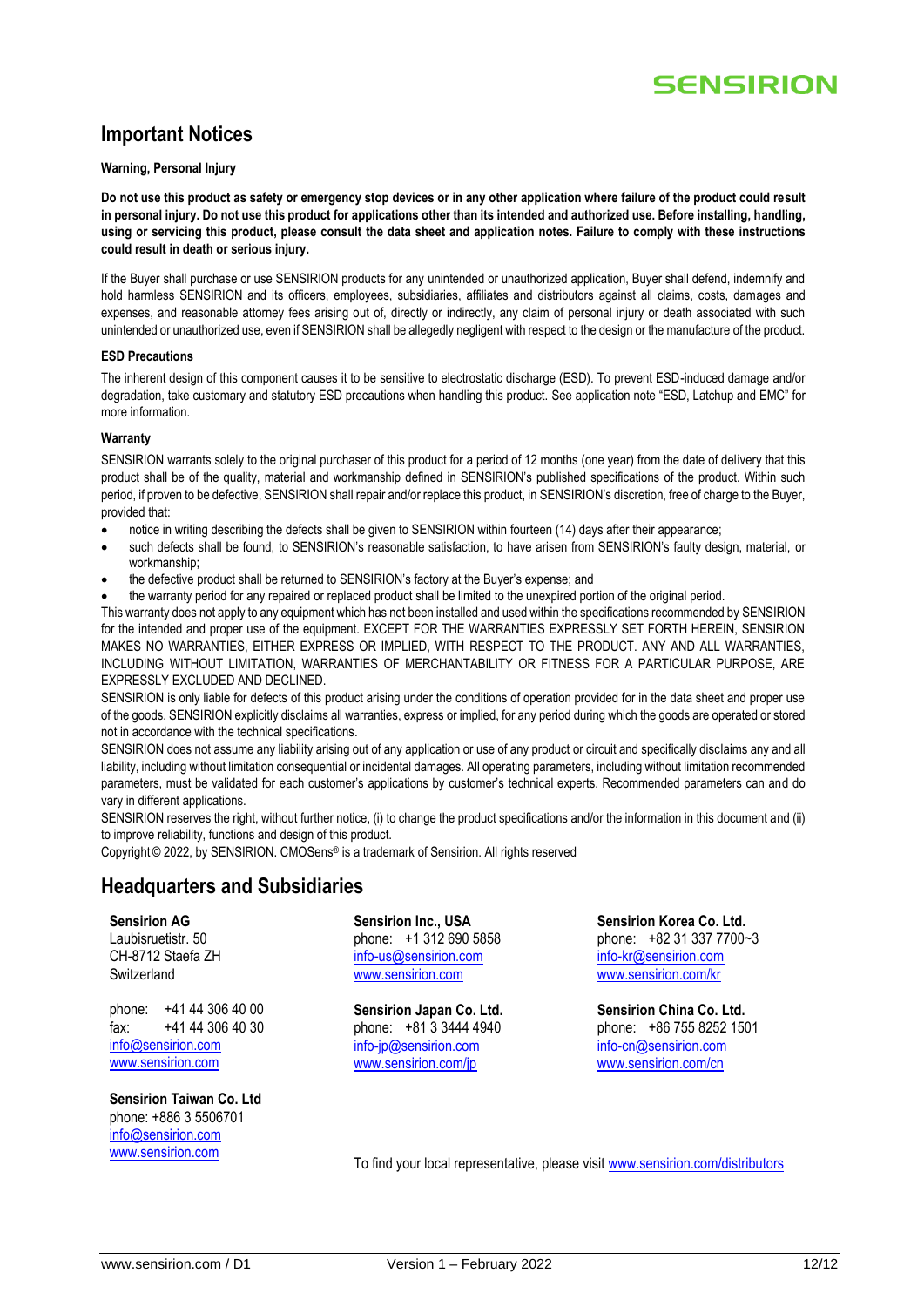# Important Notices

**Warning, Personal Injury**

**Do not use this product as safety or emergency stop devices or in any other application where failure of the product could result in personal injury. Do not use this product for applications other than its intended and authorized use. Before installing, handling, using or servicing this product, please consult the data sheet and application notes. Failure to comply with these instructions could result in death or serious injury.**

If the Buyer shall purchase or use SENSIRION products for any unintended or unauthorized application, Buyer shall defend, indemnify and hold harmless SENSIRION and its officers, employees, subsidiaries, affiliates and distributors against all claims, costs, damages and expenses, and reasonable attorney fees arising out of, directly or indirectly, any claim of personal injury or death associated with such unintended or unauthorized use, even if SENSIRION shall be allegedly negligent with respect to the design or the manufacture of the product.

**ESD Precautions**

The inherent design of this component causes it to be sensitive to electrostatic discharge (ESD). To prevent ESD-induced damage and/or degradation, take customary and statutory ESD precautions when handling this product. See application note "ESD, Latchup and EMC" for more information.

**Warranty**

SENSIRION warrants solely to the original purchaser of this product for a period of 12 months (one year) from the date of delivery that this product shall be of the quality, material and workmanship defined in SENSIRION's published specifications of the product. Within such period, if proven to be defective, SENSIRION shall repair and/or replace this product, in SENSIRION's discretion, free of charge to the Buyer, provided that:

- notice in writing describing the defects shall be given to SENSIRION within fourteen (14) days after their appearance;
- such defects shall be found, to SENSIRION's reasonable satisfaction, to have arisen from SENSIRION's faulty design, material, or workmanship;
- the defective product shall be returned to SENSIRION's factory at the Buyer's expense; and
- the warranty period for any repaired or replaced product shall be limited to the unexpired portion of the original period.

This warranty does not apply to any equipment which has not been installed and used within the specifications recommended by SENSIRION for the intended and proper use of the equipment. EXCEPT FOR THE WARRANTIES EXPRESSLY SET FORTH HEREIN, SENSIRION MAKES NO WARRANTIES, EITHER EXPRESS OR IMPLIED, WITH RESPECT TO THE PRODUCT. ANY AND ALL WARRANTIES, INCLUDING WITHOUT LIMITATION, WARRANTIES OF MERCHANTABILITY OR FITNESS FOR A PARTICULAR PURPOSE, ARE EXPRESSLY EXCLUDED AND DECLINED.

SENSIRION is only liable for defects of this product arising under the conditions of operation provided for in the data sheet and proper use of the goods. SENSIRION explicitly disclaims all warranties, express or implied, for any period during which the goods are operated or stored not in accordance with the technical specifications.

SENSIRION does not assume any liability arising out of any application or use of any product or circuit and specifically disclaims any and all liability, including without limitation consequential or incidental damages. All operating parameters, including without limitation recommended parameters, must be validated for each customer's applications by customer's technical experts. Recommended parameters can and do vary in different applications.

SENSIRION reserves the right, without further notice, (i) to change the product specifications and/or the information in this document and (ii) to improve reliability, functions and design of this product.

Copyright © 2022, by SENSIRION. CMOSens® is a trademark of Sensirion. All rights reserved

# Headquarters and Subsidiaries

**Sensirion AG**
Laubisruetistr. 50
CH-8712 Staefa ZH
Switzerland

phone: +41 44 306 40 00
fax: +41 44 306 40 30
info@sensirion.com
www.sensirion.com

**Sensirion Taiwan Co. Ltd**
phone: +886 3 5506701
info@sensirion.com
www.sensirion.com

**Sensirion Inc., USA**
phone: +1 312 690 5858
info-us@sensirion.com
www.sensirion.com

**Sensirion Japan Co. Ltd.**
phone: +81 3 3444 4940
info-jp@sensirion.com
www.sensirion.com/jp

**Sensirion Korea Co. Ltd.**
phone: +82 31 337 7700~3
info-kr@sensirion.com
www.sensirion.com/kr

**Sensirion China Co. Ltd.**
phone: +86 755 8252 1501
info-cn@sensirion.com
www.sensirion.com/cn

To find your local representative, please visit www.sensirion.com/distributors